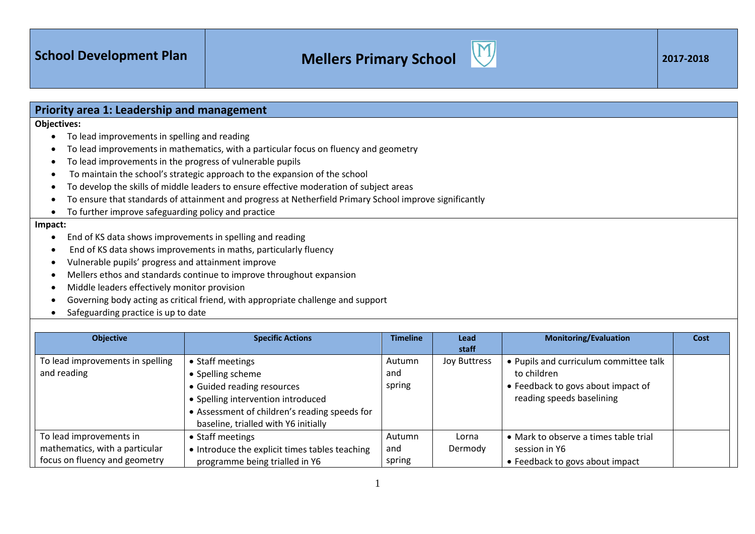| School Development Plan | Mellers Primary School | 2017-2018 |
|---|---|---|

## Priority area 1: Leadership and management

**Objectives:**

- To lead improvements in spelling and reading
- To lead improvements in mathematics, with a particular focus on fluency and geometry
- To lead improvements in the progress of vulnerable pupils
- To maintain the school's strategic approach to the expansion of the school
- To develop the skills of middle leaders to ensure effective moderation of subject areas
- To ensure that standards of attainment and progress at Netherfield Primary School improve significantly
- To further improve safeguarding policy and practice

**Impact:**

- End of KS data shows improvements in spelling and reading
- End of KS data shows improvements in maths, particularly fluency
- Vulnerable pupils' progress and attainment improve
- Mellers ethos and standards continue to improve throughout expansion
- Middle leaders effectively monitor provision
- Governing body acting as critical friend, with appropriate challenge and support
- Safeguarding practice is up to date

| Objective | Specific Actions | Timeline | Lead staff | Monitoring/Evaluation | Cost |
|---|---|---|---|---|---|
| To lead improvements in spelling and reading | • Staff meetings<br>• Spelling scheme<br>• Guided reading resources<br>• Spelling intervention introduced<br>• Assessment of children's reading speeds for baseline, trialled with Y6 initially | Autumn and spring | Joy Buttress | • Pupils and curriculum committee talk to children<br>• Feedback to govs about impact of reading speeds baselining | |
| To lead improvements in mathematics, with a particular focus on fluency and geometry | • Staff meetings<br>• Introduce the explicit times tables teaching programme being trialled in Y6 | Autumn and spring | Lorna Dermody | • Mark to observe a times table trial session in Y6<br>• Feedback to govs about impact | |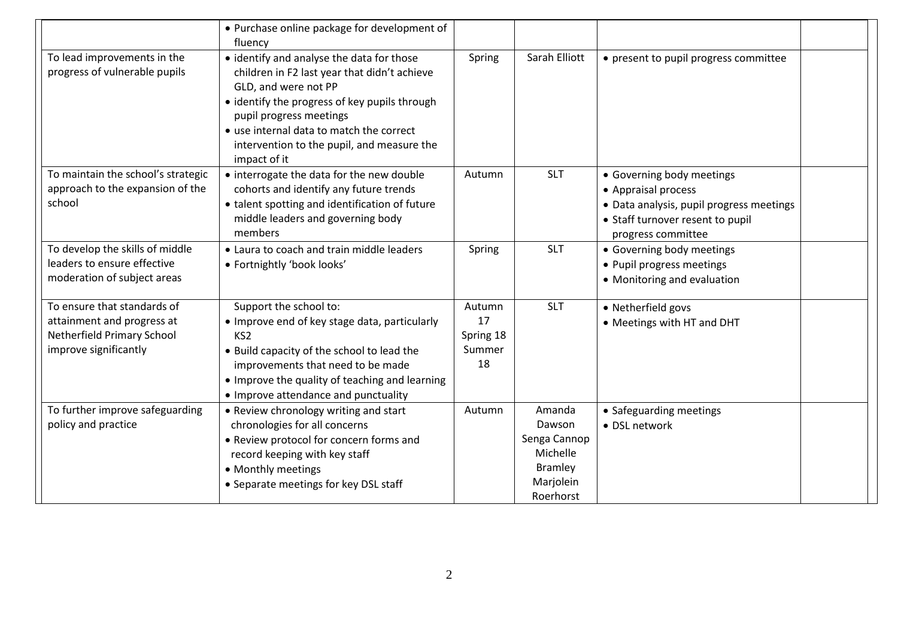| | | | | | |
|---|---|---|---|---|---|
| | • Purchase online package for development of fluency | | | | |
| To lead improvements in the progress of vulnerable pupils | • identify and analyse the data for those children in F2 last year that didn't achieve GLD, and were not PP<br>• identify the progress of key pupils through pupil progress meetings<br>• use internal data to match the correct intervention to the pupil, and measure the impact of it | Spring | Sarah Elliott | • present to pupil progress committee | |
| To maintain the school's strategic approach to the expansion of the school | • interrogate the data for the new double cohorts and identify any future trends<br>• talent spotting and identification of future middle leaders and governing body members | Autumn | SLT | • Governing body meetings<br>• Appraisal process<br>• Data analysis, pupil progress meetings<br>• Staff turnover resent to pupil progress committee | |
| To develop the skills of middle leaders to ensure effective moderation of subject areas | • Laura to coach and train middle leaders<br>• Fortnightly 'book looks' | Spring | SLT | • Governing body meetings<br>• Pupil progress meetings<br>• Monitoring and evaluation | |
| To ensure that standards of attainment and progress at Netherfield Primary School improve significantly | Support the school to:<br>• Improve end of key stage data, particularly KS2<br>• Build capacity of the school to lead the improvements that need to be made<br>• Improve the quality of teaching and learning<br>• Improve attendance and punctuality | Autumn 17<br>Spring 18<br>Summer 18 | SLT | • Netherfield govs<br>• Meetings with HT and DHT | |
| To further improve safeguarding policy and practice | • Review chronology writing and start chronologies for all concerns<br>• Review protocol for concern forms and record keeping with key staff<br>• Monthly meetings<br>• Separate meetings for key DSL staff | Autumn | Amanda Dawson<br>Senga Cannop<br>Michelle Bramley<br>Marjolein Roerhorst | • Safeguarding meetings<br>• DSL network | |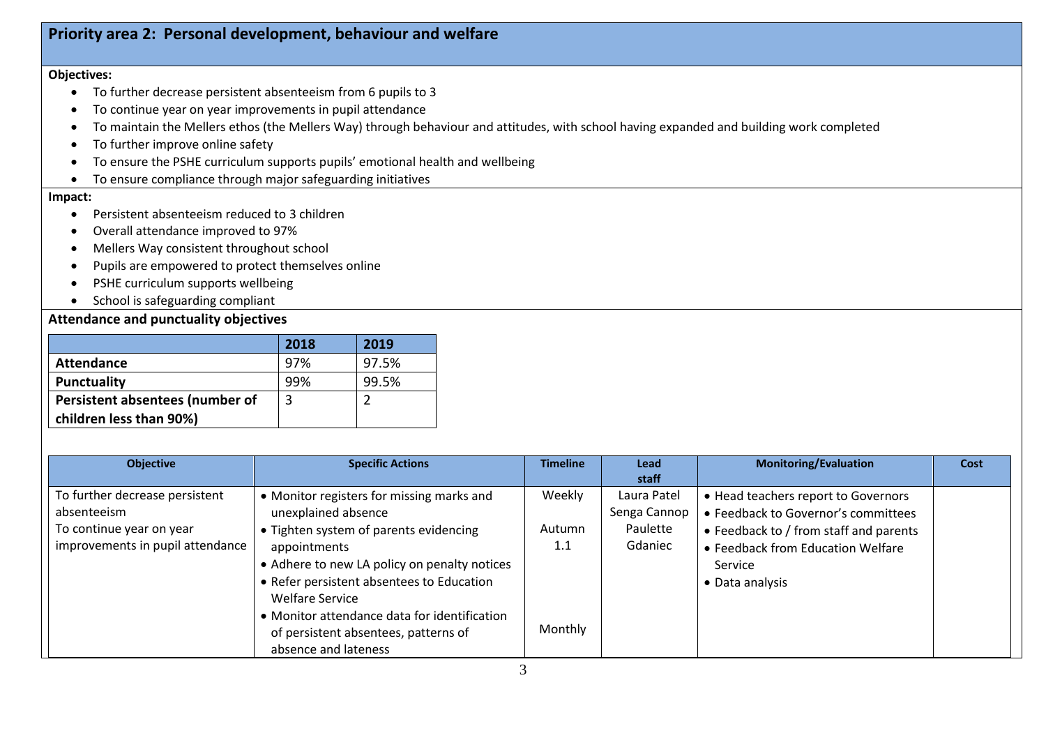## Priority area 2: Personal development, behaviour and welfare

**Objectives:**

- To further decrease persistent absenteeism from 6 pupils to 3
- To continue year on year improvements in pupil attendance
- To maintain the Mellers ethos (the Mellers Way) through behaviour and attitudes, with school having expanded and building work completed
- To further improve online safety
- To ensure the PSHE curriculum supports pupils' emotional health and wellbeing
- To ensure compliance through major safeguarding initiatives

**Impact:**

- Persistent absenteeism reduced to 3 children
- Overall attendance improved to 97%
- Mellers Way consistent throughout school
- Pupils are empowered to protect themselves online
- PSHE curriculum supports wellbeing
- School is safeguarding compliant

**Attendance and punctuality objectives**

| | 2018 | 2019 |
|---|---|---|
| **Attendance** | 97% | 97.5% |
| **Punctuality** | 99% | 99.5% |
| **Persistent absentees (number of children less than 90%)** | 3 | 2 |

| Objective | Specific Actions | Timeline | Lead staff | Monitoring/Evaluation | Cost |
|---|---|---|---|---|---|
| To further decrease persistent absenteeism<br>To continue year on year improvements in pupil attendance | • Monitor registers for missing marks and unexplained absence<br>• Tighten system of parents evidencing appointments<br>• Adhere to new LA policy on penalty notices<br>• Refer persistent absentees to Education Welfare Service<br>• Monitor attendance data for identification of persistent absentees, patterns of absence and lateness | Weekly<br>Autumn 1.1<br>Monthly | Laura Patel<br>Senga Cannop<br>Paulette Gdaniec | • Head teachers report to Governors<br>• Feedback to Governor's committees<br>• Feedback to / from staff and parents<br>• Feedback from Education Welfare Service<br>• Data analysis | |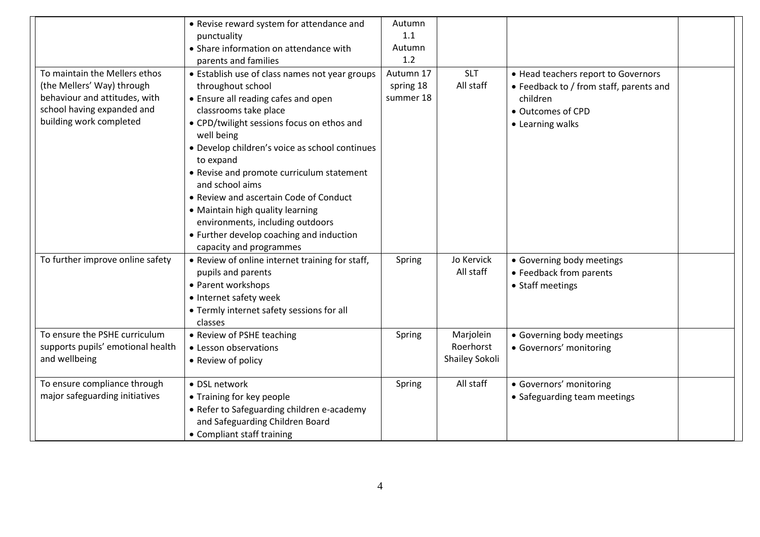| | | | | | |
|---|---|---|---|---|---|
| | • Revise reward system for attendance and punctuality<br>• Share information on attendance with parents and families | Autumn 1.1<br>Autumn 1.2 | | | |
| To maintain the Mellers ethos (the Mellers' Way) through behaviour and attitudes, with school having expanded and building work completed | • Establish use of class names not year groups throughout school<br>• Ensure all reading cafes and open classrooms take place<br>• CPD/twilight sessions focus on ethos and well being<br>• Develop children's voice as school continues to expand<br>• Revise and promote curriculum statement and school aims<br>• Review and ascertain Code of Conduct<br>• Maintain high quality learning environments, including outdoors<br>• Further develop coaching and induction capacity and programmes | Autumn 17<br>spring 18<br>summer 18 | SLT<br>All staff | • Head teachers report to Governors<br>• Feedback to / from staff, parents and children<br>• Outcomes of CPD<br>• Learning walks | |
| To further improve online safety | • Review of online internet training for staff, pupils and parents<br>• Parent workshops<br>• Internet safety week<br>• Termly internet safety sessions for all classes | Spring | Jo Kervick<br>All staff | • Governing body meetings<br>• Feedback from parents<br>• Staff meetings | |
| To ensure the PSHE curriculum supports pupils' emotional health and wellbeing | • Review of PSHE teaching<br>• Lesson observations<br>• Review of policy | Spring | Marjolein Roerhorst<br>Shailey Sokoli | • Governing body meetings<br>• Governors' monitoring | |
| To ensure compliance through major safeguarding initiatives | • DSL network<br>• Training for key people<br>• Refer to Safeguarding children e-academy and Safeguarding Children Board<br>• Compliant staff training | Spring | All staff | • Governors' monitoring<br>• Safeguarding team meetings | |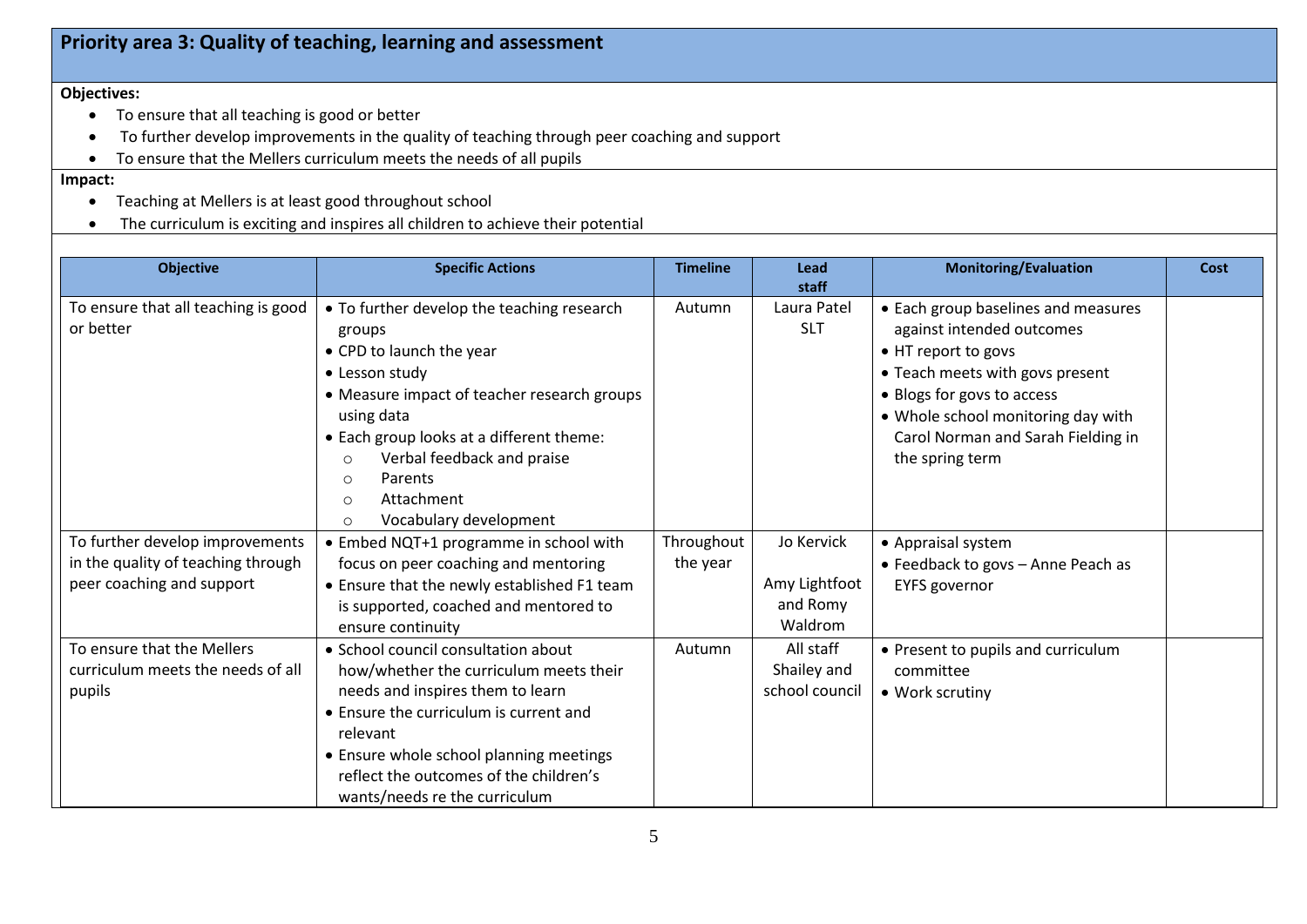## Priority area 3: Quality of teaching, learning and assessment

**Objectives:**

- To ensure that all teaching is good or better
- To further develop improvements in the quality of teaching through peer coaching and support
- To ensure that the Mellers curriculum meets the needs of all pupils

**Impact:**

- Teaching at Mellers is at least good throughout school
- The curriculum is exciting and inspires all children to achieve their potential

| Objective | Specific Actions | Timeline | Lead staff | Monitoring/Evaluation | Cost |
|---|---|---|---|---|---|
| To ensure that all teaching is good or better | • To further develop the teaching research groups<br>• CPD to launch the year<br>• Lesson study<br>• Measure impact of teacher research groups using data<br>• Each group looks at a different theme:<br>  ○ Verbal feedback and praise<br>  ○ Parents<br>  ○ Attachment<br>  ○ Vocabulary development | Autumn | Laura Patel<br>SLT | • Each group baselines and measures against intended outcomes<br>• HT report to govs<br>• Teach meets with govs present<br>• Blogs for govs to access<br>• Whole school monitoring day with Carol Norman and Sarah Fielding in the spring term | |
| To further develop improvements in the quality of teaching through peer coaching and support | • Embed NQT+1 programme in school with focus on peer coaching and mentoring<br>• Ensure that the newly established F1 team is supported, coached and mentored to ensure continuity | Throughout the year | Jo Kervick<br><br>Amy Lightfoot and Romy Waldrom | • Appraisal system<br>• Feedback to govs – Anne Peach as EYFS governor | |
| To ensure that the Mellers curriculum meets the needs of all pupils | • School council consultation about how/whether the curriculum meets their needs and inspires them to learn<br>• Ensure the curriculum is current and relevant<br>• Ensure whole school planning meetings reflect the outcomes of the children's wants/needs re the curriculum | Autumn | All staff<br>Shailey and school council | • Present to pupils and curriculum committee<br>• Work scrutiny | |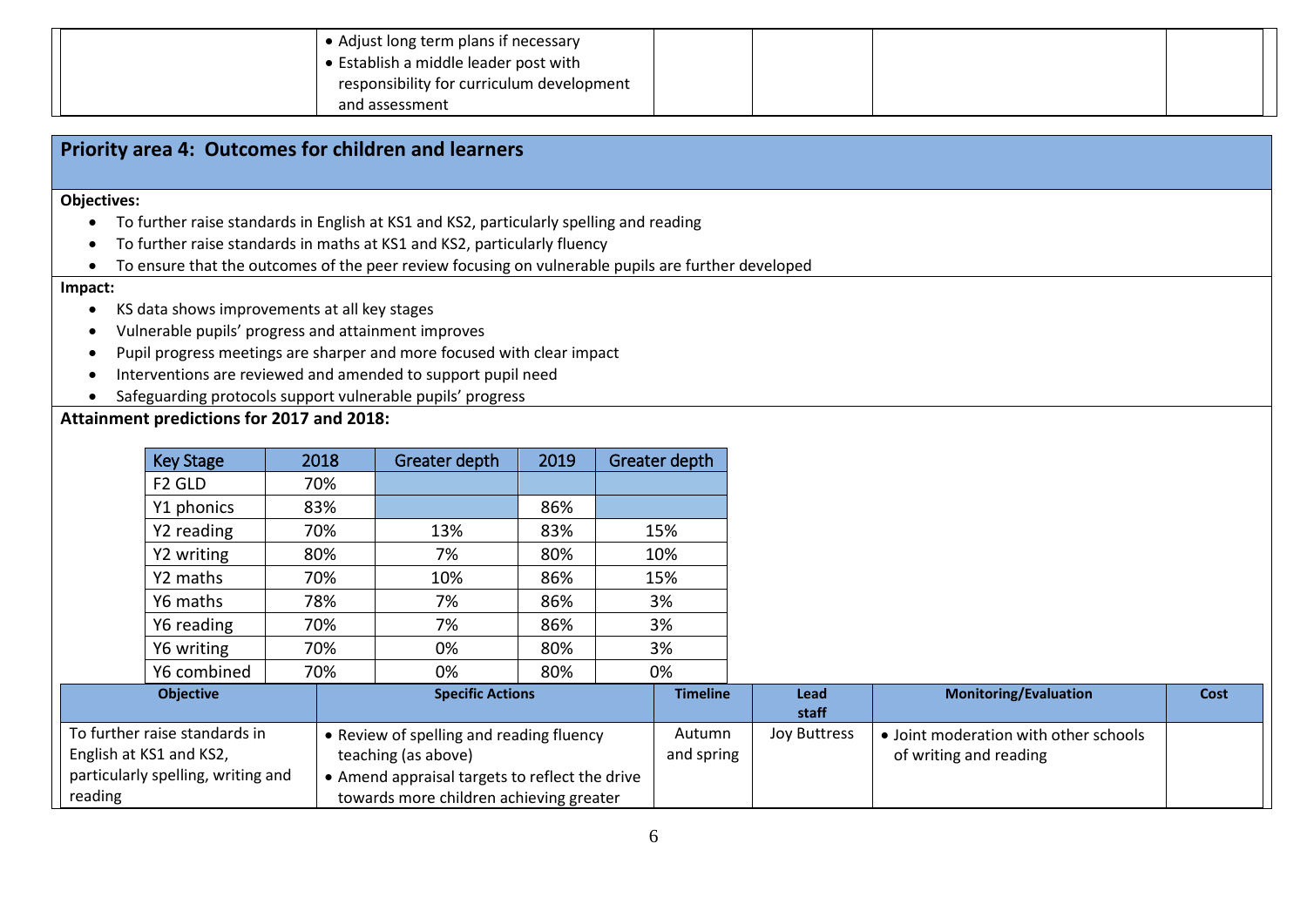| | Specific Actions | Timeline | Lead staff | Monitoring/Evaluation | Cost |
|---|---|---|---|---|---|
| | • Adjust long term plans if necessary<br>• Establish a middle leader post with responsibility for curriculum development and assessment | | | | |

## Priority area 4: Outcomes for children and learners

**Objectives:**

- To further raise standards in English at KS1 and KS2, particularly spelling and reading
- To further raise standards in maths at KS1 and KS2, particularly fluency
- To ensure that the outcomes of the peer review focusing on vulnerable pupils are further developed

**Impact:**

- KS data shows improvements at all key stages
- Vulnerable pupils' progress and attainment improves
- Pupil progress meetings are sharper and more focused with clear impact
- Interventions are reviewed and amended to support pupil need
- Safeguarding protocols support vulnerable pupils' progress

**Attainment predictions for 2017 and 2018:**

| Key Stage | 2018 | Greater depth | 2019 | Greater depth |
|---|---|---|---|---|
| F2 GLD | 70% | | | |
| Y1 phonics | 83% | | 86% | |
| Y2 reading | 70% | 13% | 83% | 15% |
| Y2 writing | 80% | 7% | 80% | 10% |
| Y2 maths | 70% | 10% | 86% | 15% |
| Y6 maths | 78% | 7% | 86% | 3% |
| Y6 reading | 70% | 7% | 86% | 3% |
| Y6 writing | 70% | 0% | 80% | 3% |
| Y6 combined | 70% | 0% | 80% | 0% |

| Objective | Specific Actions | Timeline | Lead staff | Monitoring/Evaluation | Cost |
|---|---|---|---|---|---|
| To further raise standards in English at KS1 and KS2, particularly spelling, writing and reading | • Review of spelling and reading fluency teaching (as above)<br>• Amend appraisal targets to reflect the drive towards more children achieving greater | Autumn and spring | Joy Buttress | • Joint moderation with other schools of writing and reading | |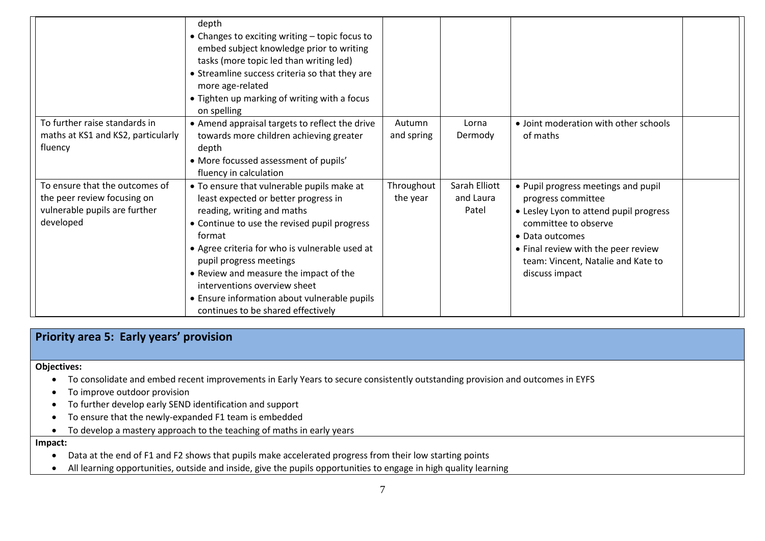| | | | | | |
|---|---|---|---|---|---|
| | depth<br>• Changes to exciting writing – topic focus to embed subject knowledge prior to writing tasks (more topic led than writing led)<br>• Streamline success criteria so that they are more age-related<br>• Tighten up marking of writing with a focus on spelling | | | | |
| To further raise standards in maths at KS1 and KS2, particularly fluency | • Amend appraisal targets to reflect the drive towards more children achieving greater depth<br>• More focussed assessment of pupils' fluency in calculation | Autumn and spring | Lorna Dermody | • Joint moderation with other schools of maths | |
| To ensure that the outcomes of the peer review focusing on vulnerable pupils are further developed | • To ensure that vulnerable pupils make at least expected or better progress in reading, writing and maths<br>• Continue to use the revised pupil progress format<br>• Agree criteria for who is vulnerable used at pupil progress meetings<br>• Review and measure the impact of the interventions overview sheet<br>• Ensure information about vulnerable pupils continues to be shared effectively | Throughout the year | Sarah Elliott and Laura Patel | • Pupil progress meetings and pupil progress committee<br>• Lesley Lyon to attend pupil progress committee to observe<br>• Data outcomes<br>• Final review with the peer review team: Vincent, Natalie and Kate to discuss impact | |

## Priority area 5: Early years' provision

**Objectives:**

- To consolidate and embed recent improvements in Early Years to secure consistently outstanding provision and outcomes in EYFS
- To improve outdoor provision
- To further develop early SEND identification and support
- To ensure that the newly-expanded F1 team is embedded
- To develop a mastery approach to the teaching of maths in early years

**Impact:**

- Data at the end of F1 and F2 shows that pupils make accelerated progress from their low starting points
- All learning opportunities, outside and inside, give the pupils opportunities to engage in high quality learning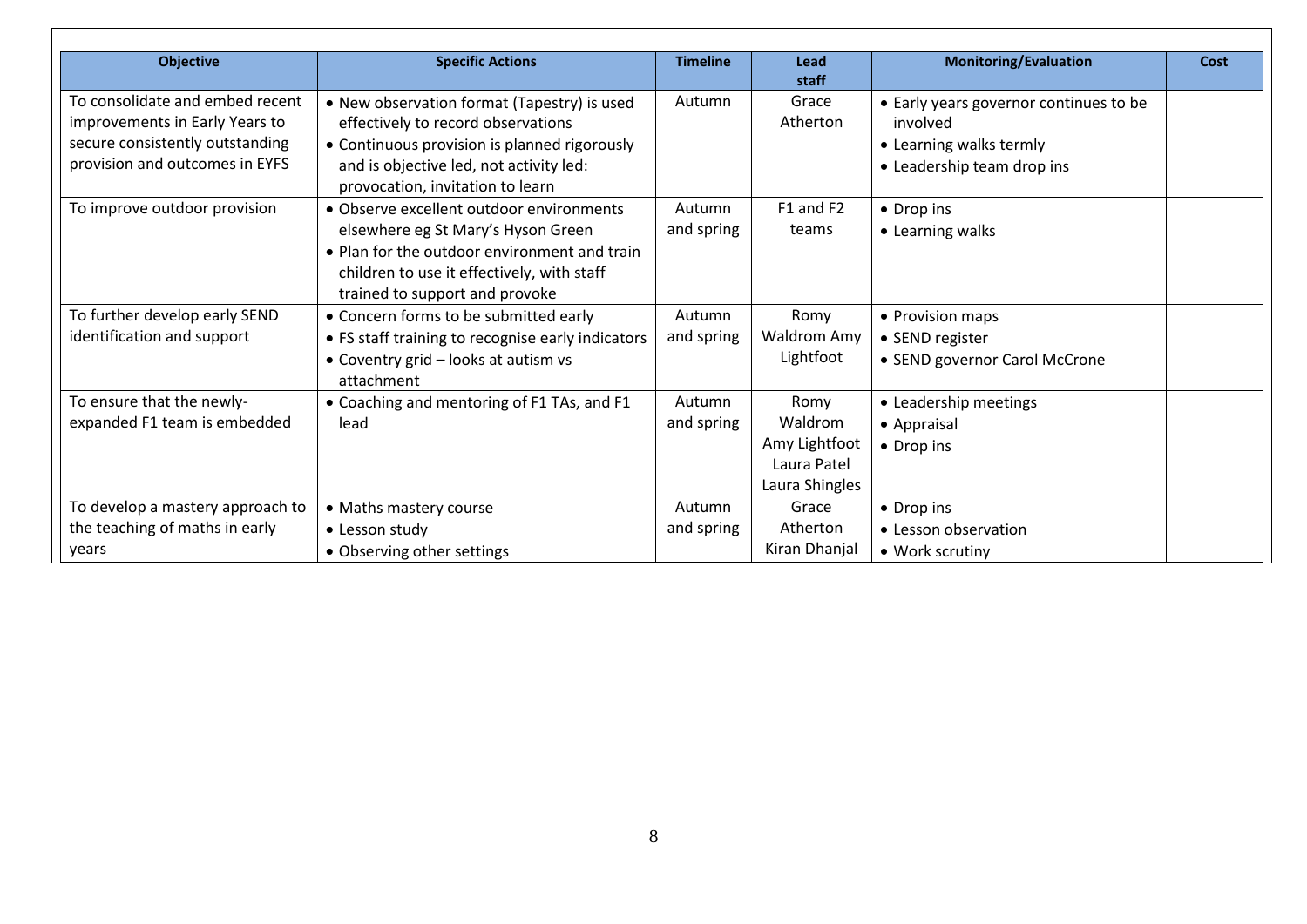| Objective | Specific Actions | Timeline | Lead staff | Monitoring/Evaluation | Cost |
|---|---|---|---|---|---|
| To consolidate and embed recent improvements in Early Years to secure consistently outstanding provision and outcomes in EYFS | • New observation format (Tapestry) is used effectively to record observations<br>• Continuous provision is planned rigorously and is objective led, not activity led: provocation, invitation to learn | Autumn | Grace Atherton | • Early years governor continues to be involved<br>• Learning walks termly<br>• Leadership team drop ins | |
| To improve outdoor provision | • Observe excellent outdoor environments elsewhere eg St Mary's Hyson Green<br>• Plan for the outdoor environment and train children to use it effectively, with staff trained to support and provoke | Autumn and spring | F1 and F2 teams | • Drop ins<br>• Learning walks | |
| To further develop early SEND identification and support | • Concern forms to be submitted early<br>• FS staff training to recognise early indicators<br>• Coventry grid – looks at autism vs attachment | Autumn and spring | Romy Waldrom Amy Lightfoot | • Provision maps<br>• SEND register<br>• SEND governor Carol McCrone | |
| To ensure that the newly-expanded F1 team is embedded | • Coaching and mentoring of F1 TAs, and F1 lead | Autumn and spring | Romy Waldrom<br>Amy Lightfoot<br>Laura Patel<br>Laura Shingles | • Leadership meetings<br>• Appraisal<br>• Drop ins | |
| To develop a mastery approach to the teaching of maths in early years | • Maths mastery course<br>• Lesson study<br>• Observing other settings | Autumn and spring | Grace Atherton<br>Kiran Dhanjal | • Drop ins<br>• Lesson observation<br>• Work scrutiny | |